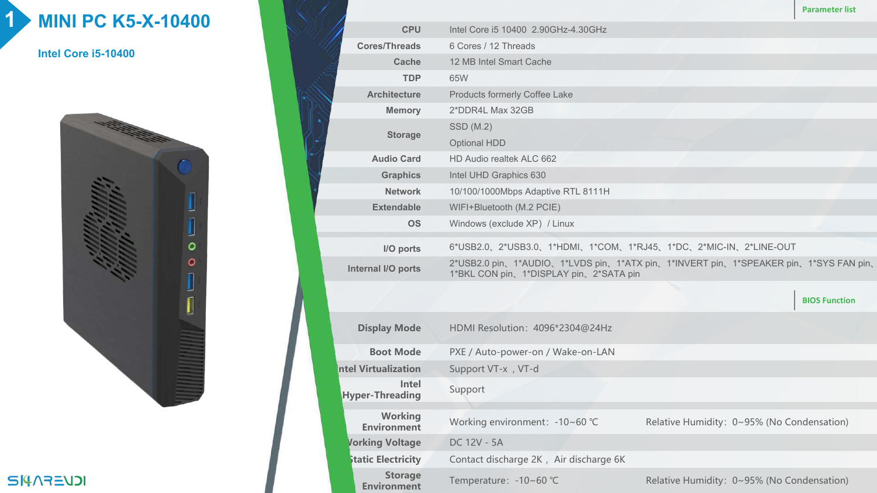# MINI PC K5-X-10400

**Intel Core i5-10400**

**Parameter list**

| | |
|---|---|
| **CPU** | Intel Core i5 10400 2.90GHz-4.30GHz |
| **Cores/Threads** | 6 Cores / 12 Threads |
| **Cache** | 12 MB Intel Smart Cache |
| **TDP** | 65W |
| **Architecture** | Products formerly Coffee Lake |
| **Memory** | 2*DDR4L Max 32GB |
| **Storage** | SSD (M.2)<br>Optional HDD |
| **Audio Card** | HD Audio realtek ALC 662 |
| **Graphics** | Intel UHD Graphics 630 |
| **Network** | 10/100/1000Mbps Adaptive RTL 8111H |
| **Extendable** | WIFI+Bluetooth (M.2 PCIE) |
| **OS** | Windows (exclude XP) / Linux |
| **I/O ports** | 6*USB2.0、2*USB3.0、1*HDMI、1*COM、1*RJ45、1*DC、2*MIC-IN、2*LINE-OUT |
| **Internal I/O ports** | 2*USB2.0 pin、1*AUDIO、1*LVDS pin、1*ATX pin、1*INVERT pin、1*SPEAKER pin、1*SYS FAN pin、1*BKL CON pin、1*DISPLAY pin、2*SATA pin |

**BIOS Function**

| | | |
|---|---|---|
| **Display Mode** | HDMI Resolution：4096*2304@24Hz | |
| **Boot Mode** | PXE / Auto-power-on / Wake-on-LAN | |
| **Intel Virtualization** | Support VT-x ，VT-d | |
| **Intel Hyper-Threading** | Support | |
| **Working Environment** | Working environment：-10~60 ℃ | Relative Humidity：0~95% (No Condensation) |
| **Working Voltage** | DC 12V - 5A | |
| **Static Electricity** | Contact discharge 2K， Air discharge 6K | |
| **Storage Environment** | Temperature：-10~60 ℃ | Relative Humidity：0~95% (No Condensation) |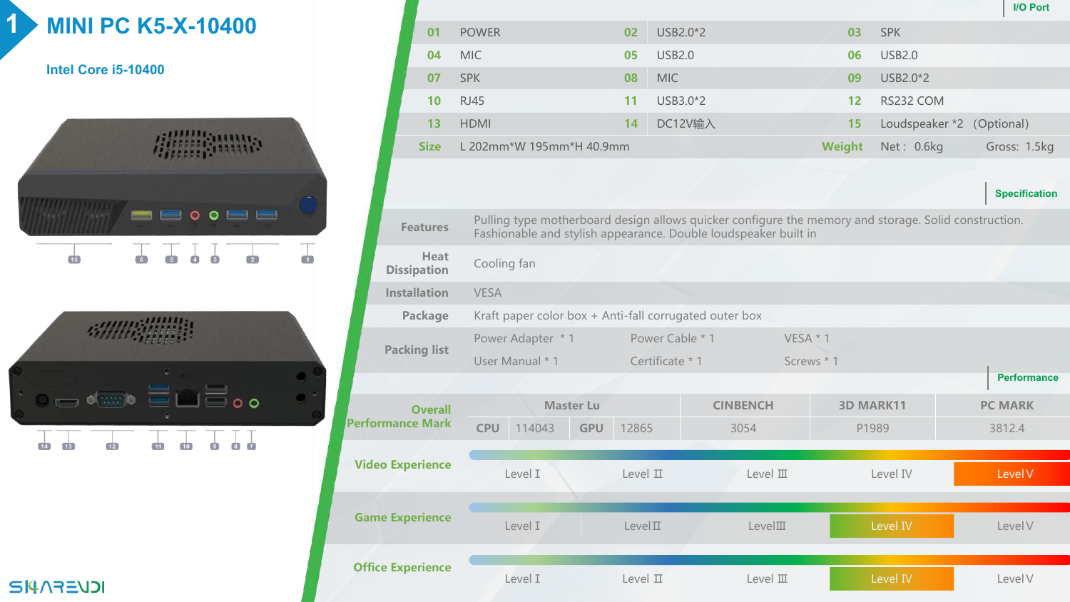# 1 MINI PC K5-X-10400

**Intel Core i5-10400**

## I/O Port

| | | | | | |
|---|---|---|---|---|---|
| 01 | POWER | 02 | USB2.0*2 | 03 | SPK |
| 04 | MIC | 05 | USB2.0 | 06 | USB2.0 |
| 07 | SPK | 08 | MIC | 09 | USB2.0*2 |
| 10 | RJ45 | 11 | USB3.0*2 | 12 | RS232 COM |
| 13 | HDMI | 14 | DC12V输入 | 15 | Loudspeaker *2 (Optional) |
| Size | L 202mm*W 195mm*H 40.9mm | | | Weight | Net： 0.6kg Gross: 1.5kg |

## Specification

| | | | |
|---|---|---|---|
| Features | Pulling type motherboard design allows quicker configure the memory and storage. Solid construction. Fashionable and stylish appearance. Double loudspeaker built in | | |
| Heat Dissipation | Cooling fan | | |
| Installation | VESA | | |
| Package | Kraft paper color box + Anti-fall corrugated outer box | | |
| Packing list | Power Adapter * 1 | Power Cable * 1 | VESA * 1 |
| | User Manual * 1 | Certificate * 1 | Screws * 1 |

## Performance

| | Master Lu | | | | CINBENCH | 3D MARK11 | PC MARK |
|---|---|---|---|---|---|---|---|
| Overall Performance Mark | CPU | 114043 | GPU | 12865 | 3054 | P1989 | 3812.4 |

| | | | | | |
|---|---|---|---|---|---|
| Video Experience | Level Ⅰ | Level Ⅱ | Level Ⅲ | Level Ⅳ | **Level Ⅴ** |
| Game Experience | Level Ⅰ | Level Ⅱ | Level Ⅲ | **Level Ⅳ** | Level Ⅴ |
| Office Experience | Level Ⅰ | Level Ⅱ | Level Ⅲ | **Level Ⅳ** | Level Ⅴ |

SKARENDI